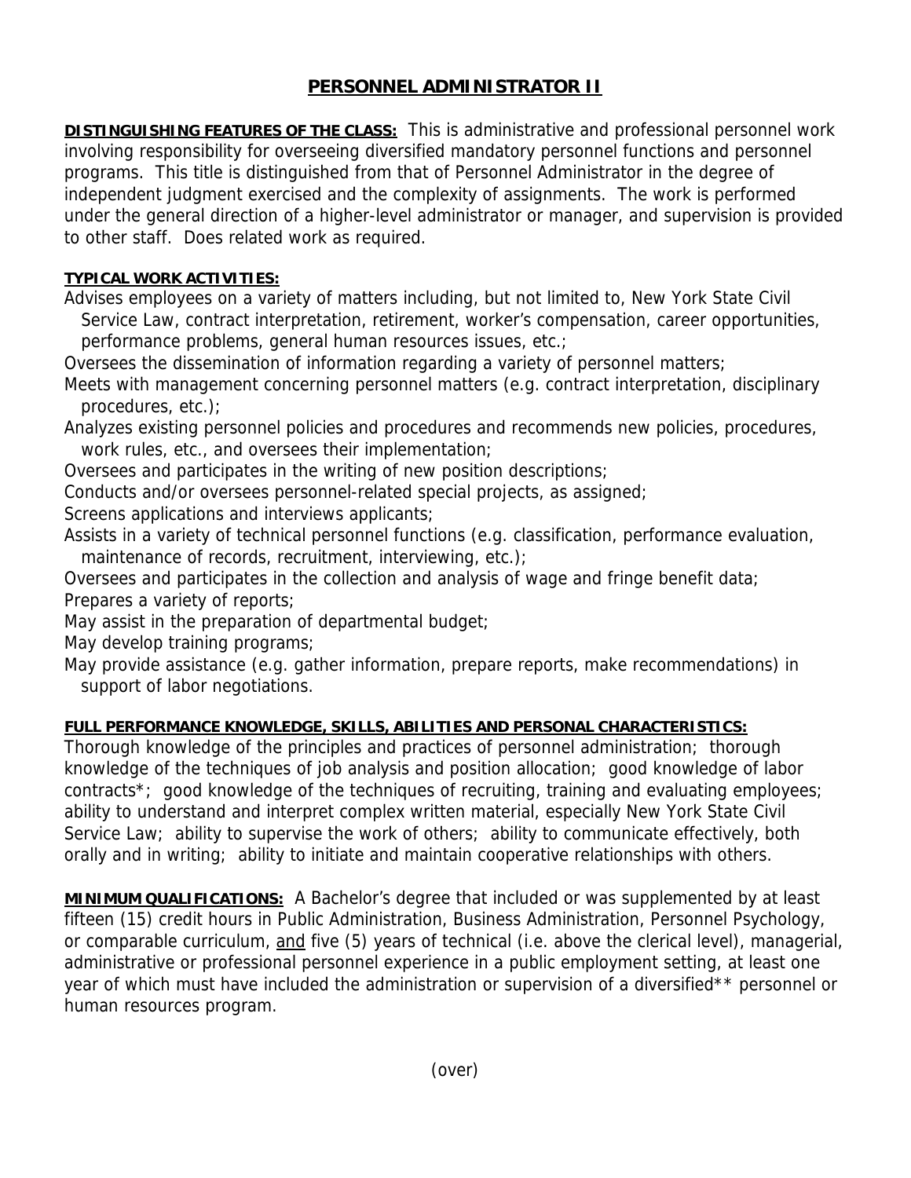# PERSONNEL ADMINISTRATOR II

**DISTINGUISHING FEATURES OF THE CLASS:** This is administrative and professional personnel work involving responsibility for overseeing diversified mandatory personnel functions and personnel programs. This title is distinguished from that of Personnel Administrator in the degree of independent judgment exercised and the complexity of assignments. The work is performed under the general direction of a higher-level administrator or manager, and supervision is provided to other staff. Does related work as required.

**TYPICAL WORK ACTIVITIES:**

Advises employees on a variety of matters including, but not limited to, New York State Civil Service Law, contract interpretation, retirement, worker's compensation, career opportunities, performance problems, general human resources issues, etc.;

Oversees the dissemination of information regarding a variety of personnel matters;

Meets with management concerning personnel matters (e.g. contract interpretation, disciplinary procedures, etc.);

Analyzes existing personnel policies and procedures and recommends new policies, procedures, work rules, etc., and oversees their implementation;

Oversees and participates in the writing of new position descriptions;

Conducts and/or oversees personnel-related special projects, as assigned;

Screens applications and interviews applicants;

Assists in a variety of technical personnel functions (e.g. classification, performance evaluation, maintenance of records, recruitment, interviewing, etc.);

Oversees and participates in the collection and analysis of wage and fringe benefit data;

Prepares a variety of reports;

May assist in the preparation of departmental budget;

May develop training programs;

May provide assistance (e.g. gather information, prepare reports, make recommendations) in support of labor negotiations.

**FULL PERFORMANCE KNOWLEDGE, SKILLS, ABILITIES AND PERSONAL CHARACTERISTICS:**

Thorough knowledge of the principles and practices of personnel administration; thorough knowledge of the techniques of job analysis and position allocation; good knowledge of labor contracts*; good knowledge of the techniques of recruiting, training and evaluating employees; ability to understand and interpret complex written material, especially New York State Civil Service Law; ability to supervise the work of others; ability to communicate effectively, both orally and in writing; ability to initiate and maintain cooperative relationships with others.

**MINIMUM QUALIFICATIONS:** A Bachelor's degree that included or was supplemented by at least fifteen (15) credit hours in Public Administration, Business Administration, Personnel Psychology, or comparable curriculum, <u>and</u> five (5) years of technical (i.e. above the clerical level), managerial, administrative or professional personnel experience in a public employment setting, at least one year of which must have included the administration or supervision of a diversified** personnel or human resources program.

(over)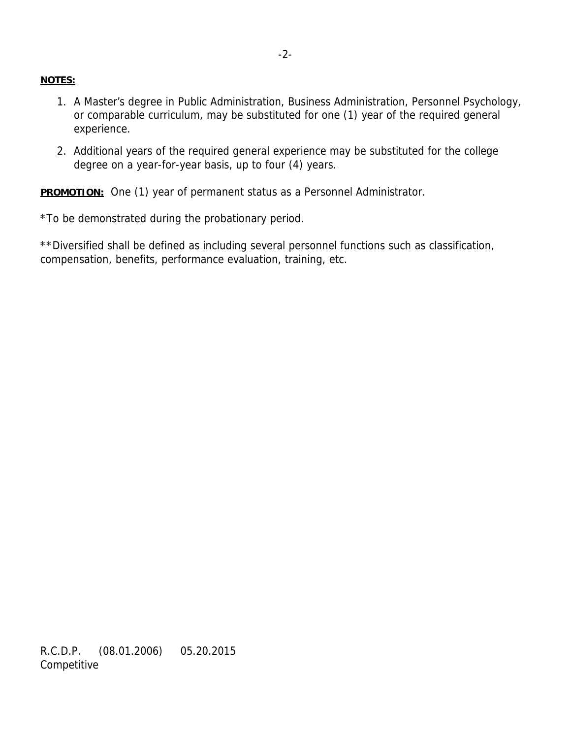**NOTES:**

1. A Master's degree in Public Administration, Business Administration, Personnel Psychology, or comparable curriculum, may be substituted for one (1) year of the required general experience.
2. Additional years of the required general experience may be substituted for the college degree on a year-for-year basis, up to four (4) years.

**PROMOTION:** One (1) year of permanent status as a Personnel Administrator.

*To be demonstrated during the probationary period.

**Diversified shall be defined as including several personnel functions such as classification, compensation, benefits, performance evaluation, training, etc.

R.C.D.P. (08.01.2006) 05.20.2015
Competitive